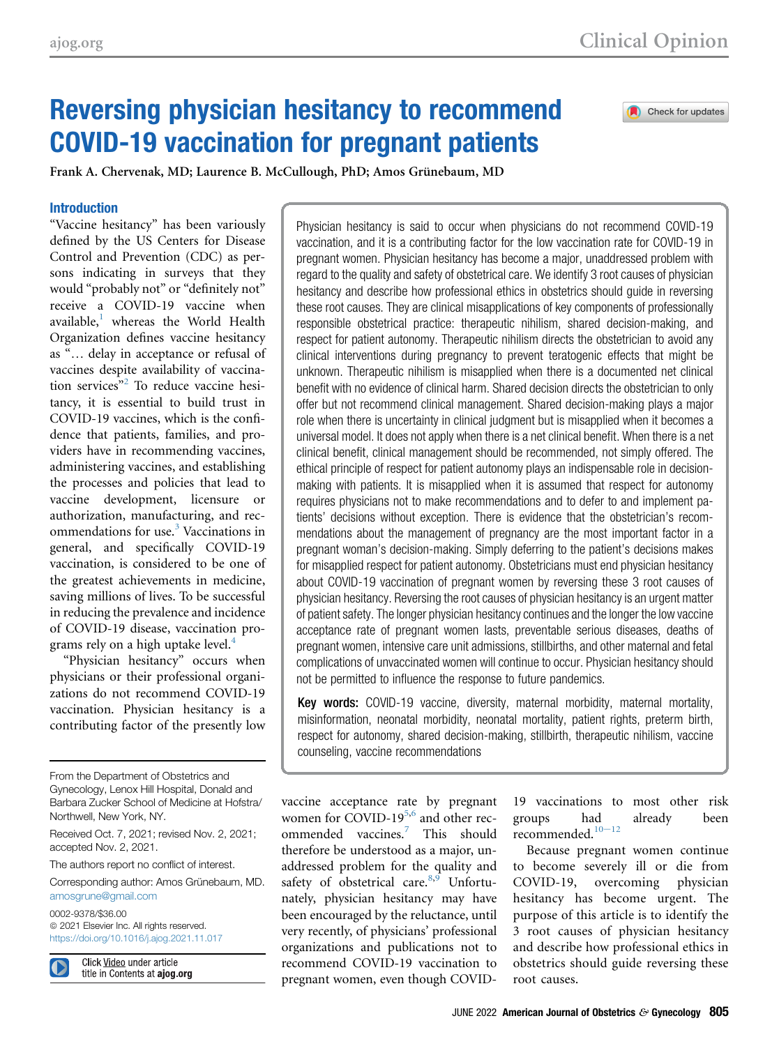# Reversing physician hesitancy to recommend COVID-19 vaccination for pregnant patients

Frank A. Chervenak, MD; Laurence B. McCullough, PhD; Amos Grünebaum, MD

Physician hesitancy is said to occur when physicians do not recommend COVID-19 vaccination, and it is a contributing factor for the low vaccination rate for COVID-19 in pregnant women. Physician hesitancy has become a major, unaddressed problem with regard to the quality and safety of obstetrical care. We identify 3 root causes of physician hesitancy and describe how professional ethics in obstetrics should guide in reversing these root causes. They are clinical misapplications of key components of professionally responsible obstetrical practice: therapeutic nihilism, shared decision-making, and respect for patient autonomy. Therapeutic nihilism directs the obstetrician to avoid any clinical interventions during pregnancy to prevent teratogenic effects that might be unknown. Therapeutic nihilism is misapplied when there is a documented net clinical benefit with no evidence of clinical harm. Shared decision directs the obstetrician to only offer but not recommend clinical management. Shared decision-making plays a major role when there is uncertainty in clinical judgment but is misapplied when it becomes a universal model. It does not apply when there is a net clinical benefit. When there is a net clinical benefit, clinical management should be recommended, not simply offered. The ethical principle of respect for patient autonomy plays an indispensable role in decision-making with patients. It is misapplied when it is assumed that respect for autonomy requires physicians not to make recommendations and to defer to and implement patients' decisions without exception. There is evidence that the obstetrician's recommendations about the management of pregnancy are the most important factor in a pregnant woman's decision-making. Simply deferring to the patient's decisions makes for misapplied respect for patient autonomy. Obstetricians must end physician hesitancy about COVID-19 vaccination of pregnant women by reversing these 3 root causes of physician hesitancy. Reversing the root causes of physician hesitancy is an urgent matter of patient safety. The longer physician hesitancy continues and the longer the low vaccine acceptance rate of pregnant women lasts, preventable serious diseases, deaths of pregnant women, intensive care unit admissions, stillbirths, and other maternal and fetal complications of unvaccinated women will continue to occur. Physician hesitancy should not be permitted to influence the response to future pandemics.

**Key words:** COVID-19 vaccine, diversity, maternal morbidity, maternal mortality, misinformation, neonatal morbidity, neonatal mortality, patient rights, preterm birth, respect for autonomy, shared decision-making, stillbirth, therapeutic nihilism, vaccine counseling, vaccine recommendations

## Introduction

"Vaccine hesitancy" has been variously defined by the US Centers for Disease Control and Prevention (CDC) as persons indicating in surveys that they would "probably not" or "definitely not" receive a COVID-19 vaccine when available,[1] whereas the World Health Organization defines vaccine hesitancy as "… delay in acceptance or refusal of vaccines despite availability of vaccination services"[2] To reduce vaccine hesitancy, it is essential to build trust in COVID-19 vaccines, which is the confidence that patients, families, and providers have in recommending vaccines, administering vaccines, and establishing the processes and policies that lead to vaccine development, licensure or authorization, manufacturing, and recommendations for use.[3] Vaccinations in general, and specifically COVID-19 vaccination, is considered to be one of the greatest achievements in medicine, saving millions of lives. To be successful in reducing the prevalence and incidence of COVID-19 disease, vaccination programs rely on a high uptake level.[4]

"Physician hesitancy" occurs when physicians or their professional organizations do not recommend COVID-19 vaccination. Physician hesitancy is a contributing factor of the presently low vaccine acceptance rate by pregnant women for COVID-19[5,6] and other recommended vaccines.[7] This should therefore be understood as a major, unaddressed problem for the quality and safety of obstetrical care.[8,9] Unfortunately, physician hesitancy may have been encouraged by the reluctance, until very recently, of physicians' professional organizations and publications not to recommend COVID-19 vaccination to pregnant women, even though COVID-19 vaccinations to most other risk groups had already been recommended.[10–12]

Because pregnant women continue to become severely ill or die from COVID-19, overcoming physician hesitancy has become urgent. The purpose of this article is to identify the 3 root causes of physician hesitancy and describe how professional ethics in obstetrics should guide reversing these root causes.

From the Department of Obstetrics and Gynecology, Lenox Hill Hospital, Donald and Barbara Zucker School of Medicine at Hofstra/Northwell, New York, NY.

Received Oct. 7, 2021; revised Nov. 2, 2021; accepted Nov. 2, 2021.

The authors report no conflict of interest.

Corresponding author: Amos Grünebaum, MD. amosgrune@gmail.com

0002-9378/$36.00
© 2021 Elsevier Inc. All rights reserved.
https://doi.org/10.1016/j.ajog.2021.11.017

Click Video under article title in Contents at **ajog.org**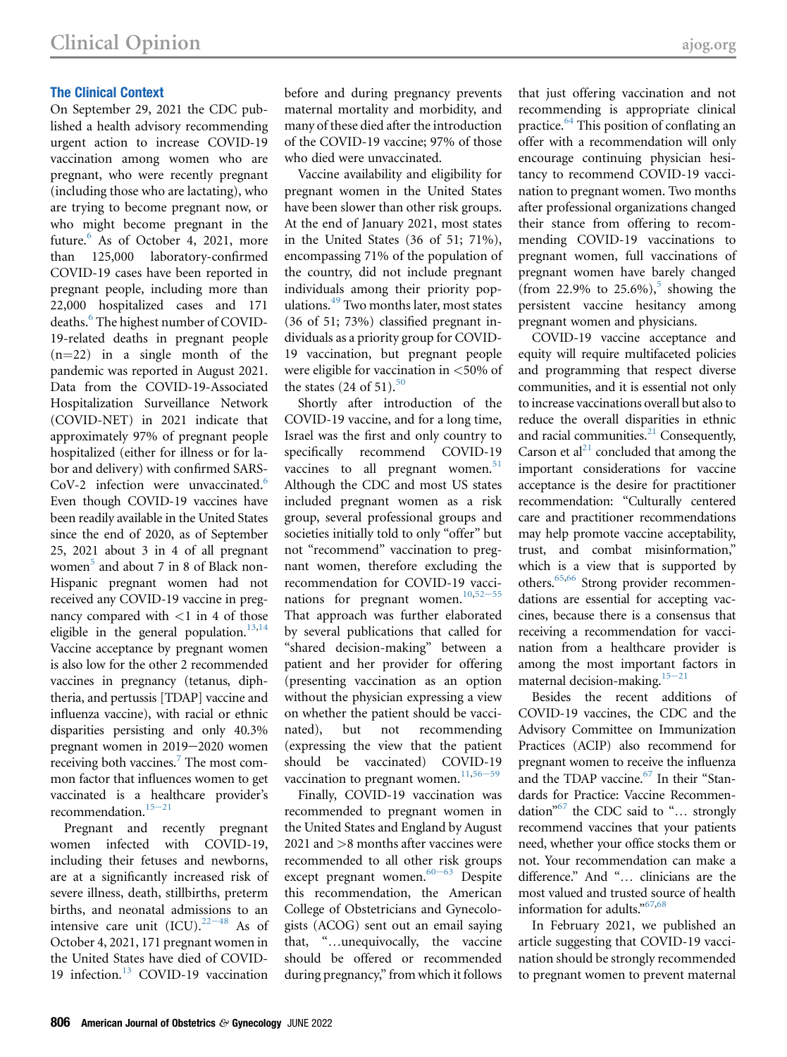## The Clinical Context

On September 29, 2021 the CDC published a health advisory recommending urgent action to increase COVID-19 vaccination among women who are pregnant, who were recently pregnant (including those who are lactating), who are trying to become pregnant now, or who might become pregnant in the future.[6] As of October 4, 2021, more than 125,000 laboratory-confirmed COVID-19 cases have been reported in pregnant people, including more than 22,000 hospitalized cases and 171 deaths.[6] The highest number of COVID-19-related deaths in pregnant people (n=22) in a single month of the pandemic was reported in August 2021. Data from the COVID-19-Associated Hospitalization Surveillance Network (COVID-NET) in 2021 indicate that approximately 97% of pregnant people hospitalized (either for illness or for labor and delivery) with confirmed SARS-CoV-2 infection were unvaccinated.[6] Even though COVID-19 vaccines have been readily available in the United States since the end of 2020, as of September 25, 2021 about 3 in 4 of all pregnant women[5] and about 7 in 8 of Black non-Hispanic pregnant women had not received any COVID-19 vaccine in pregnancy compared with <1 in 4 of those eligible in the general population.[13,14] Vaccine acceptance by pregnant women is also low for the other 2 recommended vaccines in pregnancy (tetanus, diphtheria, and pertussis [TDAP] vaccine and influenza vaccine), with racial or ethnic disparities persisting and only 40.3% pregnant women in 2019−2020 women receiving both vaccines.[7] The most common factor that influences women to get vaccinated is a healthcare provider's recommendation.[15−21]

Pregnant and recently pregnant women infected with COVID-19, including their fetuses and newborns, are at a significantly increased risk of severe illness, death, stillbirths, preterm births, and neonatal admissions to an intensive care unit (ICU).[22−48] As of October 4, 2021, 171 pregnant women in the United States have died of COVID-19 infection.[13] COVID-19 vaccination before and during pregnancy prevents maternal mortality and morbidity, and many of these died after the introduction of the COVID-19 vaccine; 97% of those who died were unvaccinated.

Vaccine availability and eligibility for pregnant women in the United States have been slower than other risk groups. At the end of January 2021, most states in the United States (36 of 51; 71%), encompassing 71% of the population of the country, did not include pregnant individuals among their priority populations.[49] Two months later, most states (36 of 51; 73%) classified pregnant individuals as a priority group for COVID-19 vaccination, but pregnant people were eligible for vaccination in <50% of the states (24 of 51).[50]

Shortly after introduction of the COVID-19 vaccine, and for a long time, Israel was the first and only country to specifically recommend COVID-19 vaccines to all pregnant women.[51] Although the CDC and most US states included pregnant women as a risk group, several professional groups and societies initially told to only "offer" but not "recommend" vaccination to pregnant women, therefore excluding the recommendation for COVID-19 vaccinations for pregnant women.[10,52−55] That approach was further elaborated by several publications that called for "shared decision-making" between a patient and her provider for offering (presenting vaccination as an option without the physician expressing a view on whether the patient should be vaccinated), but not recommending (expressing the view that the patient should be vaccinated) COVID-19 vaccination to pregnant women.[11,56−59]

Finally, COVID-19 vaccination was recommended to pregnant women in the United States and England by August 2021 and >8 months after vaccines were recommended to all other risk groups except pregnant women.[60−63] Despite this recommendation, the American College of Obstetricians and Gynecologists (ACOG) sent out an email saying that, "…unequivocally, the vaccine should be offered or recommended during pregnancy," from which it follows that just offering vaccination and not recommending is appropriate clinical practice.[64] This position of conflating an offer with a recommendation will only encourage continuing physician hesitancy to recommend COVID-19 vaccination to pregnant women. Two months after professional organizations changed their stance from offering to recommending COVID-19 vaccinations to pregnant women, full vaccinations of pregnant women have barely changed (from 22.9% to 25.6%),[5] showing the persistent vaccine hesitancy among pregnant women and physicians.

COVID-19 vaccine acceptance and equity will require multifaceted policies and programming that respect diverse communities, and it is essential not only to increase vaccinations overall but also to reduce the overall disparities in ethnic and racial communities.[21] Consequently, Carson et al[21] concluded that among the important considerations for vaccine acceptance is the desire for practitioner recommendation: "Culturally centered care and practitioner recommendations may help promote vaccine acceptability, trust, and combat misinformation," which is a view that is supported by others.[65,66] Strong provider recommendations are essential for accepting vaccines, because there is a consensus that receiving a recommendation for vaccination from a healthcare provider is among the most important factors in maternal decision-making.[15−21]

Besides the recent additions of COVID-19 vaccines, the CDC and the Advisory Committee on Immunization Practices (ACIP) also recommend for pregnant women to receive the influenza and the TDAP vaccine.[67] In their "Standards for Practice: Vaccine Recommendation"[67] the CDC said to "… strongly recommend vaccines that your patients need, whether your office stocks them or not. Your recommendation can make a difference." And "… clinicians are the most valued and trusted source of health information for adults."[67,68]

In February 2021, we published an article suggesting that COVID-19 vaccination should be strongly recommended to pregnant women to prevent maternal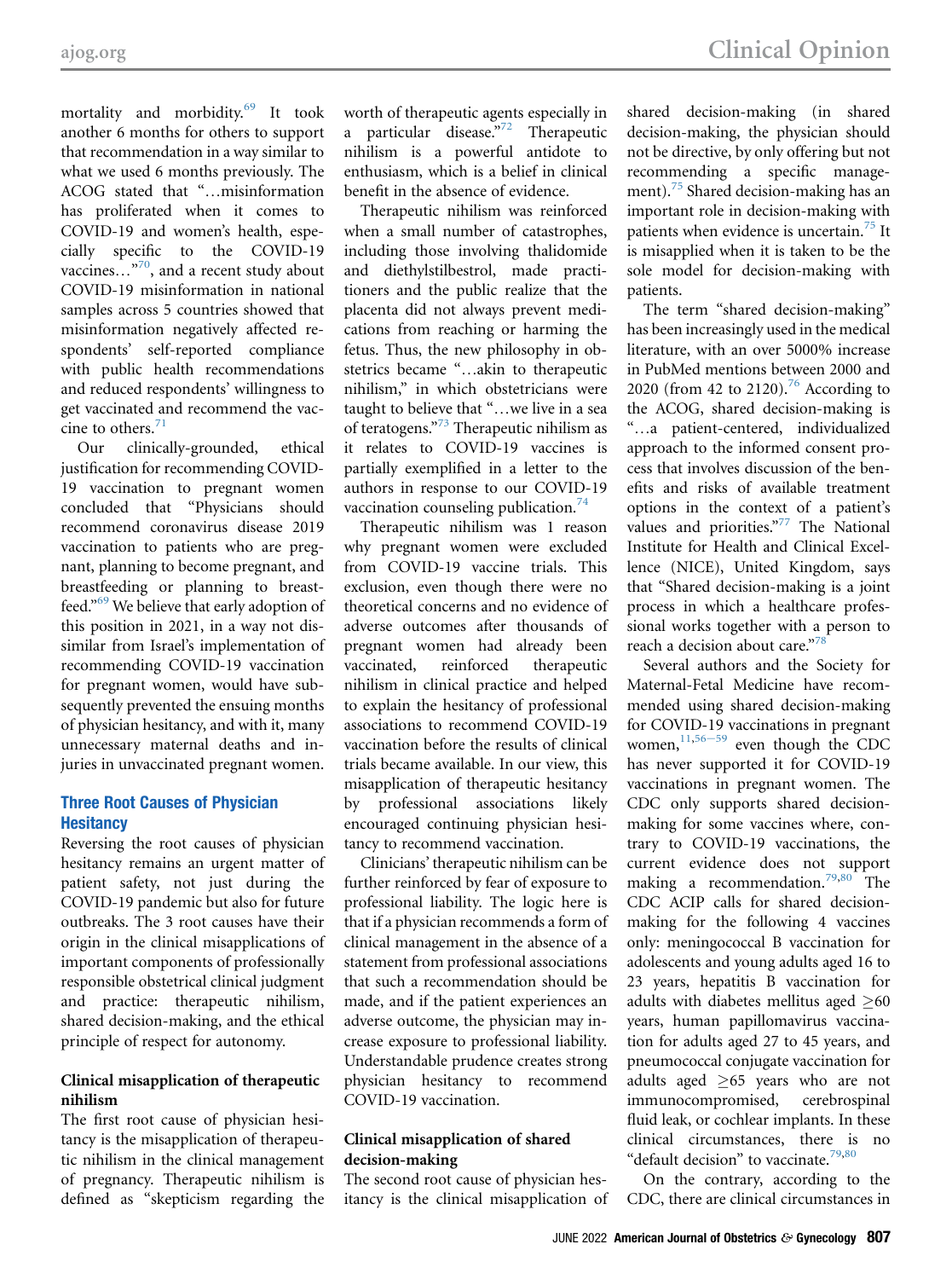mortality and morbidity.[69] It took another 6 months for others to support that recommendation in a way similar to what we used 6 months previously. The ACOG stated that "…misinformation has proliferated when it comes to COVID-19 and women's health, especially specific to the COVID-19 vaccines…"[70], and a recent study about COVID-19 misinformation in national samples across 5 countries showed that misinformation negatively affected respondents' self-reported compliance with public health recommendations and reduced respondents' willingness to get vaccinated and recommend the vaccine to others.[71]

Our clinically-grounded, ethical justification for recommending COVID-19 vaccination to pregnant women concluded that "Physicians should recommend coronavirus disease 2019 vaccination to patients who are pregnant, planning to become pregnant, and breastfeeding or planning to breastfeed."[69] We believe that early adoption of this position in 2021, in a way not dissimilar from Israel's implementation of recommending COVID-19 vaccination for pregnant women, would have subsequently prevented the ensuing months of physician hesitancy, and with it, many unnecessary maternal deaths and injuries in unvaccinated pregnant women.

## Three Root Causes of Physician Hesitancy

Reversing the root causes of physician hesitancy remains an urgent matter of patient safety, not just during the COVID-19 pandemic but also for future outbreaks. The 3 root causes have their origin in the clinical misapplications of important components of professionally responsible obstetrical clinical judgment and practice: therapeutic nihilism, shared decision-making, and the ethical principle of respect for autonomy.

### Clinical misapplication of therapeutic nihilism

The first root cause of physician hesitancy is the misapplication of therapeutic nihilism in the clinical management of pregnancy. Therapeutic nihilism is defined as "skepticism regarding the worth of therapeutic agents especially in a particular disease."[72] Therapeutic nihilism is a powerful antidote to enthusiasm, which is a belief in clinical benefit in the absence of evidence.

Therapeutic nihilism was reinforced when a small number of catastrophes, including those involving thalidomide and diethylstilbestrol, made practitioners and the public realize that the placenta did not always prevent medications from reaching or harming the fetus. Thus, the new philosophy in obstetrics became "…akin to therapeutic nihilism," in which obstetricians were taught to believe that "…we live in a sea of teratogens."[73] Therapeutic nihilism as it relates to COVID-19 vaccines is partially exemplified in a letter to the authors in response to our COVID-19 vaccination counseling publication.[74]

Therapeutic nihilism was 1 reason why pregnant women were excluded from COVID-19 vaccine trials. This exclusion, even though there were no theoretical concerns and no evidence of adverse outcomes after thousands of pregnant women had already been vaccinated, reinforced therapeutic nihilism in clinical practice and helped to explain the hesitancy of professional associations to recommend COVID-19 vaccination before the results of clinical trials became available. In our view, this misapplication of therapeutic hesitancy by professional associations likely encouraged continuing physician hesitancy to recommend vaccination.

Clinicians' therapeutic nihilism can be further reinforced by fear of exposure to professional liability. The logic here is that if a physician recommends a form of clinical management in the absence of a statement from professional associations that such a recommendation should be made, and if the patient experiences an adverse outcome, the physician may increase exposure to professional liability. Understandable prudence creates strong physician hesitancy to recommend COVID-19 vaccination.

### Clinical misapplication of shared decision-making

The second root cause of physician hesitancy is the clinical misapplication of shared decision-making (in shared decision-making, the physician should not be directive, by only offering but not recommending a specific management).[75] Shared decision-making has an important role in decision-making with patients when evidence is uncertain.[75] It is misapplied when it is taken to be the sole model for decision-making with patients.

The term "shared decision-making" has been increasingly used in the medical literature, with an over 5000% increase in PubMed mentions between 2000 and 2020 (from 42 to 2120).[76] According to the ACOG, shared decision-making is "…a patient-centered, individualized approach to the informed consent process that involves discussion of the benefits and risks of available treatment options in the context of a patient's values and priorities."[77] The National Institute for Health and Clinical Excellence (NICE), United Kingdom, says that "Shared decision-making is a joint process in which a healthcare professional works together with a person to reach a decision about care."[78]

Several authors and the Society for Maternal-Fetal Medicine have recommended using shared decision-making for COVID-19 vaccinations in pregnant women,[11,56–59] even though the CDC has never supported it for COVID-19 vaccinations in pregnant women. The CDC only supports shared decision-making for some vaccines where, contrary to COVID-19 vaccinations, the current evidence does not support making a recommendation.[79,80] The CDC ACIP calls for shared decision-making for the following 4 vaccines only: meningococcal B vaccination for adolescents and young adults aged 16 to 23 years, hepatitis B vaccination for adults with diabetes mellitus aged ≥60 years, human papillomavirus vaccination for adults aged 27 to 45 years, and pneumococcal conjugate vaccination for adults aged ≥65 years who are not immunocompromised, cerebrospinal fluid leak, or cochlear implants. In these clinical circumstances, there is no "default decision" to vaccinate.[79,80]

On the contrary, according to the CDC, there are clinical circumstances in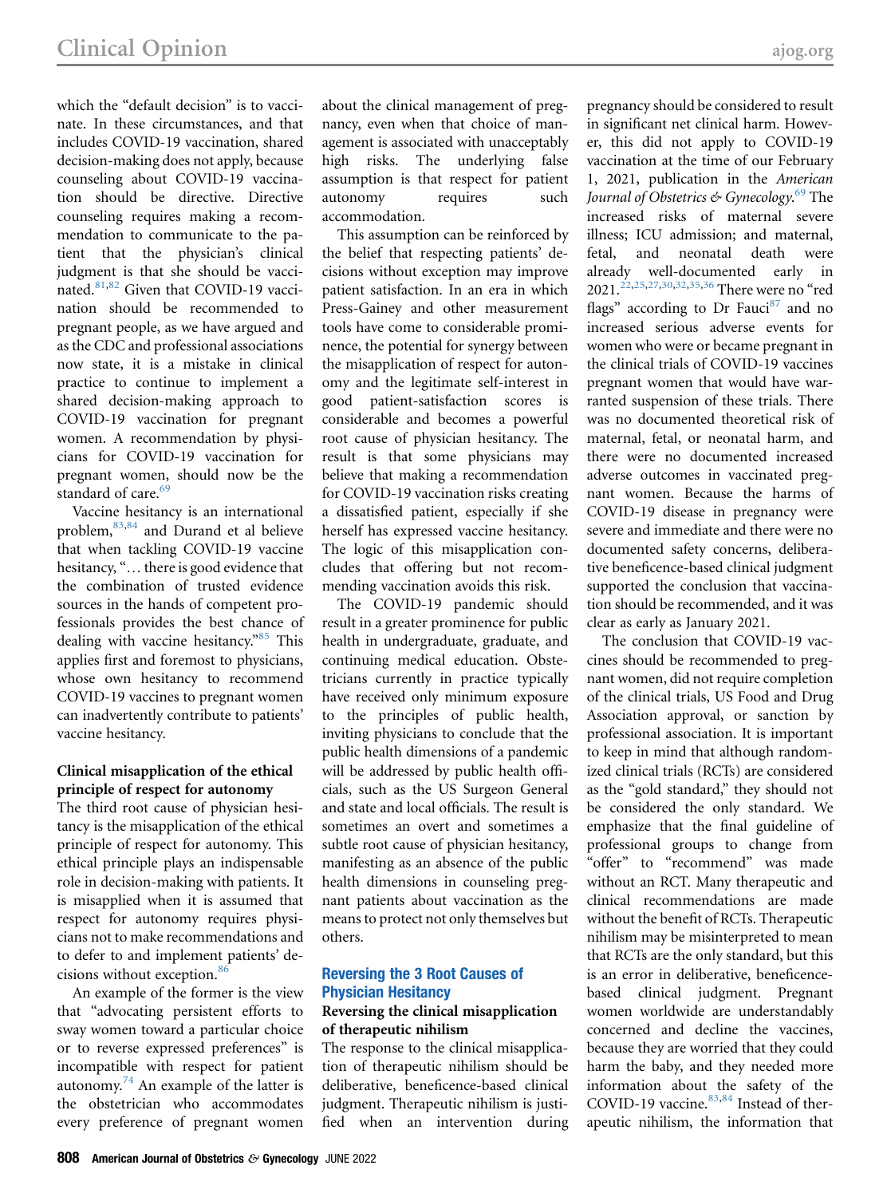which the "default decision" is to vaccinate. In these circumstances, and that includes COVID-19 vaccination, shared decision-making does not apply, because counseling about COVID-19 vaccination should be directive. Directive counseling requires making a recommendation to communicate to the patient that the physician's clinical judgment is that she should be vaccinated.[81,82] Given that COVID-19 vaccination should be recommended to pregnant people, as we have argued and as the CDC and professional associations now state, it is a mistake in clinical practice to continue to implement a shared decision-making approach to COVID-19 vaccination for pregnant women. A recommendation by physicians for COVID-19 vaccination for pregnant women, should now be the standard of care.[69]

Vaccine hesitancy is an international problem,[83,84] and Durand et al believe that when tackling COVID-19 vaccine hesitancy, "… there is good evidence that the combination of trusted evidence sources in the hands of competent professionals provides the best chance of dealing with vaccine hesitancy."[85] This applies first and foremost to physicians, whose own hesitancy to recommend COVID-19 vaccines to pregnant women can inadvertently contribute to patients' vaccine hesitancy.

### Clinical misapplication of the ethical principle of respect for autonomy

The third root cause of physician hesitancy is the misapplication of the ethical principle of respect for autonomy. This ethical principle plays an indispensable role in decision-making with patients. It is misapplied when it is assumed that respect for autonomy requires physicians not to make recommendations and to defer to and implement patients' decisions without exception.[86]

An example of the former is the view that "advocating persistent efforts to sway women toward a particular choice or to reverse expressed preferences" is incompatible with respect for patient autonomy.[74] An example of the latter is the obstetrician who accommodates every preference of pregnant women about the clinical management of pregnancy, even when that choice of management is associated with unacceptably high risks. The underlying false assumption is that respect for patient autonomy requires such accommodation.

This assumption can be reinforced by the belief that respecting patients' decisions without exception may improve patient satisfaction. In an era in which Press-Gainey and other measurement tools have come to considerable prominence, the potential for synergy between the misapplication of respect for autonomy and the legitimate self-interest in good patient-satisfaction scores is considerable and becomes a powerful root cause of physician hesitancy. The result is that some physicians may believe that making a recommendation for COVID-19 vaccination risks creating a dissatisfied patient, especially if she herself has expressed vaccine hesitancy. The logic of this misapplication concludes that offering but not recommending vaccination avoids this risk.

The COVID-19 pandemic should result in a greater prominence for public health in undergraduate, graduate, and continuing medical education. Obstetricians currently in practice typically have received only minimum exposure to the principles of public health, inviting physicians to conclude that the public health dimensions of a pandemic will be addressed by public health officials, such as the US Surgeon General and state and local officials. The result is sometimes an overt and sometimes a subtle root cause of physician hesitancy, manifesting as an absence of the public health dimensions in counseling pregnant patients about vaccination as the means to protect not only themselves but others.

## Reversing the 3 Root Causes of Physician Hesitancy

### Reversing the clinical misapplication of therapeutic nihilism

The response to the clinical misapplication of therapeutic nihilism should be deliberative, beneficence-based clinical judgment. Therapeutic nihilism is justified when an intervention during pregnancy should be considered to result in significant net clinical harm. However, this did not apply to COVID-19 vaccination at the time of our February 1, 2021, publication in the *American Journal of Obstetrics & Gynecology*.[69] The increased risks of maternal severe illness; ICU admission; and maternal, fetal, and neonatal death were already well-documented early in 2021.[22,25,27,30,32,35,36] There were no "red flags" according to Dr Fauci[87] and no increased serious adverse events for women who were or became pregnant in the clinical trials of COVID-19 vaccines pregnant women that would have warranted suspension of these trials. There was no documented theoretical risk of maternal, fetal, or neonatal harm, and there were no documented increased adverse outcomes in vaccinated pregnant women. Because the harms of COVID-19 disease in pregnancy were severe and immediate and there were no documented safety concerns, deliberative beneficence-based clinical judgment supported the conclusion that vaccination should be recommended, and it was clear as early as January 2021.

The conclusion that COVID-19 vaccines should be recommended to pregnant women, did not require completion of the clinical trials, US Food and Drug Association approval, or sanction by professional association. It is important to keep in mind that although randomized clinical trials (RCTs) are considered as the "gold standard," they should not be considered the only standard. We emphasize that the final guideline of professional groups to change from "offer" to "recommend" was made without an RCT. Many therapeutic and clinical recommendations are made without the benefit of RCTs. Therapeutic nihilism may be misinterpreted to mean that RCTs are the only standard, but this is an error in deliberative, beneficence-based clinical judgment. Pregnant women worldwide are understandably concerned and decline the vaccines, because they are worried that they could harm the baby, and they needed more information about the safety of the COVID-19 vaccine.[83,84] Instead of therapeutic nihilism, the information that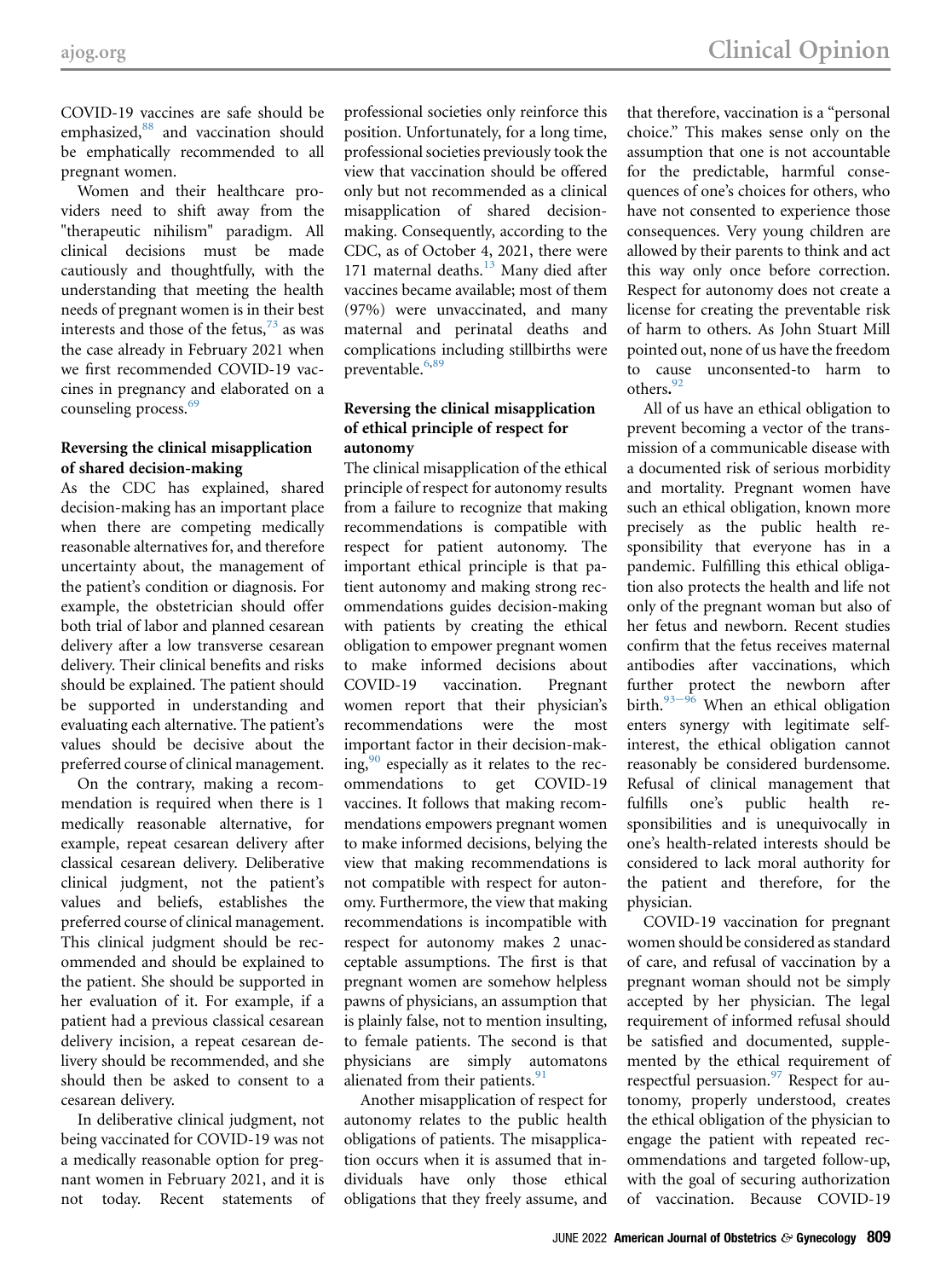COVID-19 vaccines are safe should be emphasized,[88] and vaccination should be emphatically recommended to all pregnant women.

Women and their healthcare providers need to shift away from the "therapeutic nihilism" paradigm. All clinical decisions must be made cautiously and thoughtfully, with the understanding that meeting the health needs of pregnant women is in their best interests and those of the fetus,[73] as was the case already in February 2021 when we first recommended COVID-19 vaccines in pregnancy and elaborated on a counseling process.[69]

### Reversing the clinical misapplication of shared decision-making

As the CDC has explained, shared decision-making has an important place when there are competing medically reasonable alternatives for, and therefore uncertainty about, the management of the patient's condition or diagnosis. For example, the obstetrician should offer both trial of labor and planned cesarean delivery after a low transverse cesarean delivery. Their clinical benefits and risks should be explained. The patient should be supported in understanding and evaluating each alternative. The patient's values should be decisive about the preferred course of clinical management.

On the contrary, making a recommendation is required when there is 1 medically reasonable alternative, for example, repeat cesarean delivery after classical cesarean delivery. Deliberative clinical judgment, not the patient's values and beliefs, establishes the preferred course of clinical management. This clinical judgment should be recommended and should be explained to the patient. She should be supported in her evaluation of it. For example, if a patient had a previous classical cesarean delivery incision, a repeat cesarean delivery should be recommended, and she should then be asked to consent to a cesarean delivery.

In deliberative clinical judgment, not being vaccinated for COVID-19 was not a medically reasonable option for pregnant women in February 2021, and it is not today. Recent statements of professional societies only reinforce this position. Unfortunately, for a long time, professional societies previously took the view that vaccination should be offered only but not recommended as a clinical misapplication of shared decision-making. Consequently, according to the CDC, as of October 4, 2021, there were 171 maternal deaths.[13] Many died after vaccines became available; most of them (97%) were unvaccinated, and many maternal and perinatal deaths and complications including stillbirths were preventable.[6,89]

### Reversing the clinical misapplication of ethical principle of respect for autonomy

The clinical misapplication of the ethical principle of respect for autonomy results from a failure to recognize that making recommendations is compatible with respect for patient autonomy. The important ethical principle is that patient autonomy and making strong recommendations guides decision-making with patients by creating the ethical obligation to empower pregnant women to make informed decisions about COVID-19 vaccination. Pregnant women report that their physician's recommendations were the most important factor in their decision-making,[90] especially as it relates to the recommendations to get COVID-19 vaccines. It follows that making recommendations empowers pregnant women to make informed decisions, belying the view that making recommendations is not compatible with respect for autonomy. Furthermore, the view that making recommendations is incompatible with respect for autonomy makes 2 unacceptable assumptions. The first is that pregnant women are somehow helpless pawns of physicians, an assumption that is plainly false, not to mention insulting, to female patients. The second is that physicians are simply automatons alienated from their patients.[91]

Another misapplication of respect for autonomy relates to the public health obligations of patients. The misapplication occurs when it is assumed that individuals have only those ethical obligations that they freely assume, and that therefore, vaccination is a "personal choice." This makes sense only on the assumption that one is not accountable for the predictable, harmful consequences of one's choices for others, who have not consented to experience those consequences. Very young children are allowed by their parents to think and act this way only once before correction. Respect for autonomy does not create a license for creating the preventable risk of harm to others. As John Stuart Mill pointed out, none of us have the freedom to cause unconsented-to harm to others.[92]

All of us have an ethical obligation to prevent becoming a vector of the transmission of a communicable disease with a documented risk of serious morbidity and mortality. Pregnant women have such an ethical obligation, known more precisely as the public health responsibility that everyone has in a pandemic. Fulfilling this ethical obligation also protects the health and life not only of the pregnant woman but also of her fetus and newborn. Recent studies confirm that the fetus receives maternal antibodies after vaccinations, which further protect the newborn after birth.[93–96] When an ethical obligation enters synergy with legitimate self-interest, the ethical obligation cannot reasonably be considered burdensome. Refusal of clinical management that fulfills one's public health responsibilities and is unequivocally in one's health-related interests should be considered to lack moral authority for the patient and therefore, for the physician.

COVID-19 vaccination for pregnant women should be considered as standard of care, and refusal of vaccination by a pregnant woman should not be simply accepted by her physician. The legal requirement of informed refusal should be satisfied and documented, supplemented by the ethical requirement of respectful persuasion.[97] Respect for autonomy, properly understood, creates the ethical obligation of the physician to engage the patient with repeated recommendations and targeted follow-up, with the goal of securing authorization of vaccination. Because COVID-19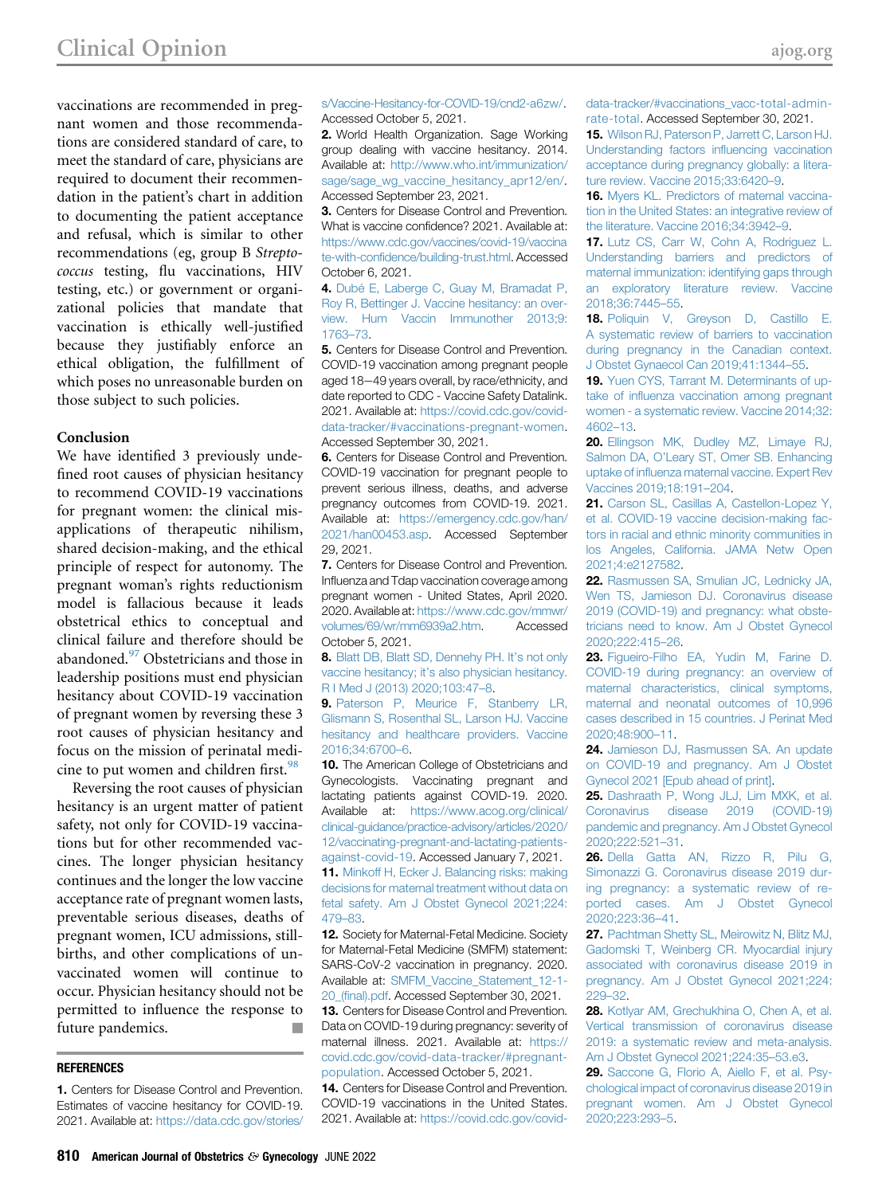vaccinations are recommended in pregnant women and those recommendations are considered standard of care, to meet the standard of care, physicians are required to document their recommendation in the patient's chart in addition to documenting the patient acceptance and refusal, which is similar to other recommendations (eg, group B *Streptococcus* testing, flu vaccinations, HIV testing, etc.) or government or organizational policies that mandate that vaccination is ethically well-justified because they justifiably enforce an ethical obligation, the fulfillment of which poses no unreasonable burden on those subject to such policies.

## Conclusion

We have identified 3 previously undefined root causes of physician hesitancy to recommend COVID-19 vaccinations for pregnant women: the clinical misapplications of therapeutic nihilism, shared decision-making, and the ethical principle of respect for autonomy. The pregnant woman's rights reductionism model is fallacious because it leads obstetrical ethics to conceptual and clinical failure and therefore should be abandoned.[97] Obstetricians and those in leadership positions must end physician hesitancy about COVID-19 vaccination of pregnant women by reversing these 3 root causes of physician hesitancy and focus on the mission of perinatal medicine to put women and children first.[98]

Reversing the root causes of physician hesitancy is an urgent matter of patient safety, not only for COVID-19 vaccinations but for other recommended vaccines. The longer physician hesitancy continues and the longer the low vaccine acceptance rate of pregnant women lasts, preventable serious diseases, deaths of pregnant women, ICU admissions, stillbirths, and other complications of unvaccinated women will continue to occur. Physician hesitancy should not be permitted to influence the response to future pandemics. ■

## REFERENCES

**1.** Centers for Disease Control and Prevention. Estimates of vaccine hesitancy for COVID-19. 2021. Available at: https://data.cdc.gov/stories/s/Vaccine-Hesitancy-for-COVID-19/cnd2-a6zw/. Accessed October 5, 2021.

**2.** World Health Organization. Sage Working group dealing with vaccine hesitancy. 2014. Available at: http://www.who.int/immunization/sage/sage_wg_vaccine_hesitancy_apr12/en/. Accessed September 23, 2021.

**3.** Centers for Disease Control and Prevention. What is vaccine confidence? 2021. Available at: https://www.cdc.gov/vaccines/covid-19/vaccinate-with-confidence/building-trust.html. Accessed October 6, 2021.

**4.** Dubé E, Laberge C, Guay M, Bramadat P, Roy R, Bettinger J. Vaccine hesitancy: an overview. Hum Vaccin Immunother 2013;9:1763–73.

**5.** Centers for Disease Control and Prevention. COVID-19 vaccination among pregnant people aged 18−49 years overall, by race/ethnicity, and date reported to CDC - Vaccine Safety Datalink. 2021. Available at: https://covid.cdc.gov/covid-data-tracker/#vaccinations-pregnant-women. Accessed September 30, 2021.

**6.** Centers for Disease Control and Prevention. COVID-19 vaccination for pregnant people to prevent serious illness, deaths, and adverse pregnancy outcomes from COVID-19. 2021. Available at: https://emergency.cdc.gov/han/2021/han00453.asp. Accessed September 29, 2021.

**7.** Centers for Disease Control and Prevention. Influenza and Tdap vaccination coverage among pregnant women - United States, April 2020. 2020. Available at: https://www.cdc.gov/mmwr/volumes/69/wr/mm6939a2.htm. Accessed October 5, 2021.

**8.** Blatt DB, Blatt SD, Dennehy PH. It's not only vaccine hesitancy; it's also physician hesitancy. R I Med J (2013) 2020;103:47–8.

**9.** Paterson P, Meurice F, Stanberry LR, Glismann S, Rosenthal SL, Larson HJ. Vaccine hesitancy and healthcare providers. Vaccine 2016;34:6700–6.

**10.** The American College of Obstetricians and Gynecologists. Vaccinating pregnant and lactating patients against COVID-19. 2020. Available at: https://www.acog.org/clinical/clinical-guidance/practice-advisory/articles/2020/12/vaccinating-pregnant-and-lactating-patients-against-covid-19. Accessed January 7, 2021.

**11.** Minkoff H, Ecker J. Balancing risks: making decisions for maternal treatment without data on fetal safety. Am J Obstet Gynecol 2021;224:479–83.

**12.** Society for Maternal-Fetal Medicine. Society for Maternal-Fetal Medicine (SMFM) statement: SARS-CoV-2 vaccination in pregnancy. 2020. Available at: SMFM_Vaccine_Statement_12-1-20_(final).pdf. Accessed September 30, 2021.

**13.** Centers for Disease Control and Prevention. Data on COVID-19 during pregnancy: severity of maternal illness. 2021. Available at: https://covid.cdc.gov/covid-data-tracker/#pregnant-population. Accessed October 5, 2021.

**14.** Centers for Disease Control and Prevention. COVID-19 vaccinations in the United States. 2021. Available at: https://covid.cdc.gov/covid-data-tracker/#vaccinations_vacc-total-admin-rate-total. Accessed September 30, 2021.

**15.** Wilson RJ, Paterson P, Jarrett C, Larson HJ. Understanding factors influencing vaccination acceptance during pregnancy globally: a literature review. Vaccine 2015;33:6420–9.

**16.** Myers KL. Predictors of maternal vaccination in the United States: an integrative review of the literature. Vaccine 2016;34:3942–9.

**17.** Lutz CS, Carr W, Cohn A, Rodriguez L. Understanding barriers and predictors of maternal immunization: identifying gaps through an exploratory literature review. Vaccine 2018;36:7445–55.

**18.** Poliquin V, Greyson D, Castillo E. A systematic review of barriers to vaccination during pregnancy in the Canadian context. J Obstet Gynaecol Can 2019;41:1344–55.

**19.** Yuen CYS, Tarrant M. Determinants of uptake of influenza vaccination among pregnant women - a systematic review. Vaccine 2014;32:4602–13.

**20.** Ellingson MK, Dudley MZ, Limaye RJ, Salmon DA, O'Leary ST, Omer SB. Enhancing uptake of influenza maternal vaccine. Expert Rev Vaccines 2019;18:191–204.

**21.** Carson SL, Casillas A, Castellon-Lopez Y, et al. COVID-19 vaccine decision-making factors in racial and ethnic minority communities in los Angeles, California. JAMA Netw Open 2021;4:e2127582.

**22.** Rasmussen SA, Smulian JC, Lednicky JA, Wen TS, Jamieson DJ. Coronavirus disease 2019 (COVID-19) and pregnancy: what obstetricians need to know. Am J Obstet Gynecol 2020;222:415–26.

**23.** Figueiro-Filho EA, Yudin M, Farine D. COVID-19 during pregnancy: an overview of maternal characteristics, clinical symptoms, maternal and neonatal outcomes of 10,996 cases described in 15 countries. J Perinat Med 2020;48:900–11.

**24.** Jamieson DJ, Rasmussen SA. An update on COVID-19 and pregnancy. Am J Obstet Gynecol 2021 [Epub ahead of print].

**25.** Dashraath P, Wong JLJ, Lim MXK, et al. Coronavirus disease 2019 (COVID-19) pandemic and pregnancy. Am J Obstet Gynecol 2020;222:521–31.

**26.** Della Gatta AN, Rizzo R, Pilu G, Simonazzi G. Coronavirus disease 2019 during pregnancy: a systematic review of reported cases. Am J Obstet Gynecol 2020;223:36–41.

**27.** Pachtman Shetty SL, Meirowitz N, Blitz MJ, Gadomski T, Weinberg CR. Myocardial injury associated with coronavirus disease 2019 in pregnancy. Am J Obstet Gynecol 2021;224:229–32.

**28.** Kotlyar AM, Grechukhina O, Chen A, et al. Vertical transmission of coronavirus disease 2019: a systematic review and meta-analysis. Am J Obstet Gynecol 2021;224:35–53.e3.

**29.** Saccone G, Florio A, Aiello F, et al. Psychological impact of coronavirus disease 2019 in pregnant women. Am J Obstet Gynecol 2020;223:293–5.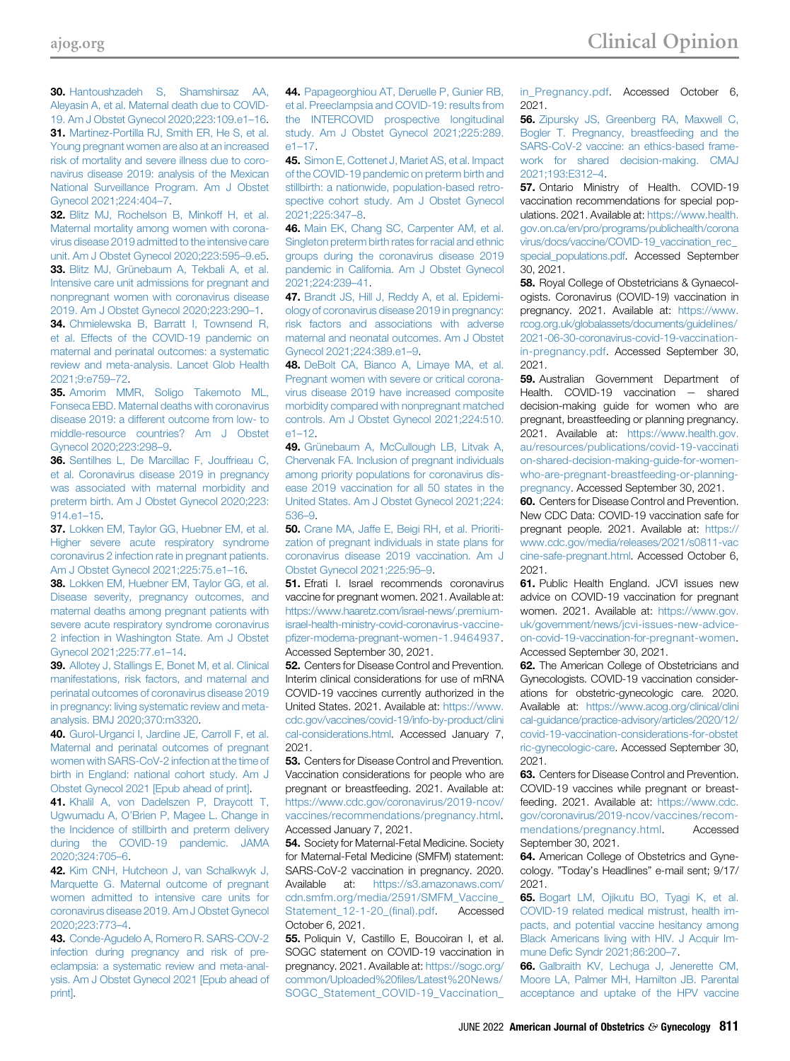**30.** Hantoushzadeh S, Shamshirsaz AA, Aleyasin A, et al. Maternal death due to COVID-19. Am J Obstet Gynecol 2020;223:109.e1–16.

**31.** Martinez-Portilla RJ, Smith ER, He S, et al. Young pregnant women are also at an increased risk of mortality and severe illness due to coronavirus disease 2019: analysis of the Mexican National Surveillance Program. Am J Obstet Gynecol 2021;224:404–7.

**32.** Blitz MJ, Rochelson B, Minkoff H, et al. Maternal mortality among women with coronavirus disease 2019 admitted to the intensive care unit. Am J Obstet Gynecol 2020;223:595–9.e5.

**33.** Blitz MJ, Grünebaum A, Tekbali A, et al. Intensive care unit admissions for pregnant and nonpregnant women with coronavirus disease 2019. Am J Obstet Gynecol 2020;223:290–1.

**34.** Chmielewska B, Barratt I, Townsend R, et al. Effects of the COVID-19 pandemic on maternal and perinatal outcomes: a systematic review and meta-analysis. Lancet Glob Health 2021;9:e759–72.

**35.** Amorim MMR, Soligo Takemoto ML, Fonseca EBD. Maternal deaths with coronavirus disease 2019: a different outcome from low- to middle-resource countries? Am J Obstet Gynecol 2020;223:298–9.

**36.** Sentilhes L, De Marcillac F, Jouffrieau C, et al. Coronavirus disease 2019 in pregnancy was associated with maternal morbidity and preterm birth. Am J Obstet Gynecol 2020;223:914.e1–15.

**37.** Lokken EM, Taylor GG, Huebner EM, et al. Higher severe acute respiratory syndrome coronavirus 2 infection rate in pregnant patients. Am J Obstet Gynecol 2021;225:75.e1–16.

**38.** Lokken EM, Huebner EM, Taylor GG, et al. Disease severity, pregnancy outcomes, and maternal deaths among pregnant patients with severe acute respiratory syndrome coronavirus 2 infection in Washington State. Am J Obstet Gynecol 2021;225:77.e1–14.

**39.** Allotey J, Stallings E, Bonet M, et al. Clinical manifestations, risk factors, and maternal and perinatal outcomes of coronavirus disease 2019 in pregnancy: living systematic review and meta-analysis. BMJ 2020;370:m3320.

**40.** Gurol-Urganci I, Jardine JE, Carroll F, et al. Maternal and perinatal outcomes of pregnant women with SARS-CoV-2 infection at the time of birth in England: national cohort study. Am J Obstet Gynecol 2021 [Epub ahead of print].

**41.** Khalil A, von Dadelszen P, Draycott T, Ugwumadu A, O'Brien P, Magee L. Change in the Incidence of stillbirth and preterm delivery during the COVID-19 pandemic. JAMA 2020;324:705–6.

**42.** Kim CNH, Hutcheon J, van Schalkwyk J, Marquette G. Maternal outcome of pregnant women admitted to intensive care units for coronavirus disease 2019. Am J Obstet Gynecol 2020;223:773–4.

**43.** Conde-Agudelo A, Romero R. SARS-COV-2 infection during pregnancy and risk of pre-eclampsia: a systematic review and meta-analysis. Am J Obstet Gynecol 2021 [Epub ahead of print].

**44.** Papageorghiou AT, Deruelle P, Gunier RB, et al. Preeclampsia and COVID-19: results from the INTERCOVID prospective longitudinal study. Am J Obstet Gynecol 2021;225:289.e1–17.

**45.** Simon E, Cottenet J, Mariet AS, et al. Impact of the COVID-19 pandemic on preterm birth and stillbirth: a nationwide, population-based retrospective cohort study. Am J Obstet Gynecol 2021;225:347–8.

**46.** Main EK, Chang SC, Carpenter AM, et al. Singleton preterm birth rates for racial and ethnic groups during the coronavirus disease 2019 pandemic in California. Am J Obstet Gynecol 2021;224:239–41.

**47.** Brandt JS, Hill J, Reddy A, et al. Epidemiology of coronavirus disease 2019 in pregnancy: risk factors and associations with adverse maternal and neonatal outcomes. Am J Obstet Gynecol 2021;224:389.e1–9.

**48.** DeBolt CA, Bianco A, Limaye MA, et al. Pregnant women with severe or critical coronavirus disease 2019 have increased composite morbidity compared with nonpregnant matched controls. Am J Obstet Gynecol 2021;224:510.e1–12.

**49.** Grünebaum A, McCullough LB, Litvak A, Chervenak FA. Inclusion of pregnant individuals among priority populations for coronavirus disease 2019 vaccination for all 50 states in the United States. Am J Obstet Gynecol 2021;224:536–9.

**50.** Crane MA, Jaffe E, Beigi RH, et al. Prioritization of pregnant individuals in state plans for coronavirus disease 2019 vaccination. Am J Obstet Gynecol 2021;225:95–9.

**51.** Efrati I. Israel recommends coronavirus vaccine for pregnant women. 2021. Available at: https://www.haaretz.com/israel-news/.premium-israel-health-ministry-covid-coronavirus-vaccine-pfizer-moderna-pregnant-women-1.9464937. Accessed September 30, 2021.

**52.** Centers for Disease Control and Prevention. Interim clinical considerations for use of mRNA COVID-19 vaccines currently authorized in the United States. 2021. Available at: https://www.cdc.gov/vaccines/covid-19/info-by-product/clinical-considerations.html. Accessed January 7, 2021.

**53.** Centers for Disease Control and Prevention. Vaccination considerations for people who are pregnant or breastfeeding. 2021. Available at: https://www.cdc.gov/coronavirus/2019-ncov/vaccines/recommendations/pregnancy.html. Accessed January 7, 2021.

**54.** Society for Maternal-Fetal Medicine. Society for Maternal-Fetal Medicine (SMFM) statement: SARS-CoV-2 vaccination in pregnancy. 2020. Available at: https://s3.amazonaws.com/cdn.smfm.org/media/2591/SMFM_Vaccine_Statement_12-1-20_(final).pdf. Accessed October 6, 2021.

**55.** Poliquin V, Castillo E, Boucoiran I, et al. SOGC statement on COVID-19 vaccination in pregnancy. 2021. Available at: https://sogc.org/common/Uploaded%20files/Latest%20News/SOGC_Statement_COVID-19_Vaccination_in_Pregnancy.pdf. Accessed October 6, 2021.

**56.** Zipursky JS, Greenberg RA, Maxwell C, Bogler T. Pregnancy, breastfeeding and the SARS-CoV-2 vaccine: an ethics-based framework for shared decision-making. CMAJ 2021;193:E312–4.

**57.** Ontario Ministry of Health. COVID-19 vaccination recommendations for special populations. 2021. Available at: https://www.health.gov.on.ca/en/pro/programs/publichealth/coronavirus/docs/vaccine/COVID-19_vaccination_rec_special_populations.pdf. Accessed September 30, 2021.

**58.** Royal College of Obstetricians & Gynaecologists. Coronavirus (COVID-19) vaccination in pregnancy. 2021. Available at: https://www.rcog.org.uk/globalassets/documents/guidelines/2021-06-30-coronavirus-covid-19-vaccination-in-pregnancy.pdf. Accessed September 30, 2021.

**59.** Australian Government Department of Health. COVID-19 vaccination – shared decision-making guide for women who are pregnant, breastfeeding or planning pregnancy. 2021. Available at: https://www.health.gov.au/resources/publications/covid-19-vaccination-shared-decision-making-guide-for-women-who-are-pregnant-breastfeeding-or-planning-pregnancy. Accessed September 30, 2021.

**60.** Centers for Disease Control and Prevention. New CDC Data: COVID-19 vaccination safe for pregnant people. 2021. Available at: https://www.cdc.gov/media/releases/2021/s0811-vaccine-safe-pregnant.html. Accessed October 6, 2021.

**61.** Public Health England. JCVI issues new advice on COVID-19 vaccination for pregnant women. 2021. Available at: https://www.gov.uk/government/news/jcvi-issues-new-advice-on-covid-19-vaccination-for-pregnant-women. Accessed September 30, 2021.

**62.** The American College of Obstetricians and Gynecologists. COVID-19 vaccination considerations for obstetric-gynecologic care. 2020. Available at: https://www.acog.org/clinical/clinical-guidance/practice-advisory/articles/2020/12/covid-19-vaccination-considerations-for-obstetric-gynecologic-care. Accessed September 30, 2021.

**63.** Centers for Disease Control and Prevention. COVID-19 vaccines while pregnant or breastfeeding. 2021. Available at: https://www.cdc.gov/coronavirus/2019-ncov/vaccines/recommendations/pregnancy.html. Accessed September 30, 2021.

**64.** American College of Obstetrics and Gynecology. "Today's Headlines" e-mail sent; 9/17/2021.

**65.** Bogart LM, Ojikutu BO, Tyagi K, et al. COVID-19 related medical mistrust, health impacts, and potential vaccine hesitancy among Black Americans living with HIV. J Acquir Immune Defic Syndr 2021;86:200–7.

**66.** Galbraith KV, Lechuga J, Jenerette CM, Moore LA, Palmer MH, Hamilton JB. Parental acceptance and uptake of the HPV vaccine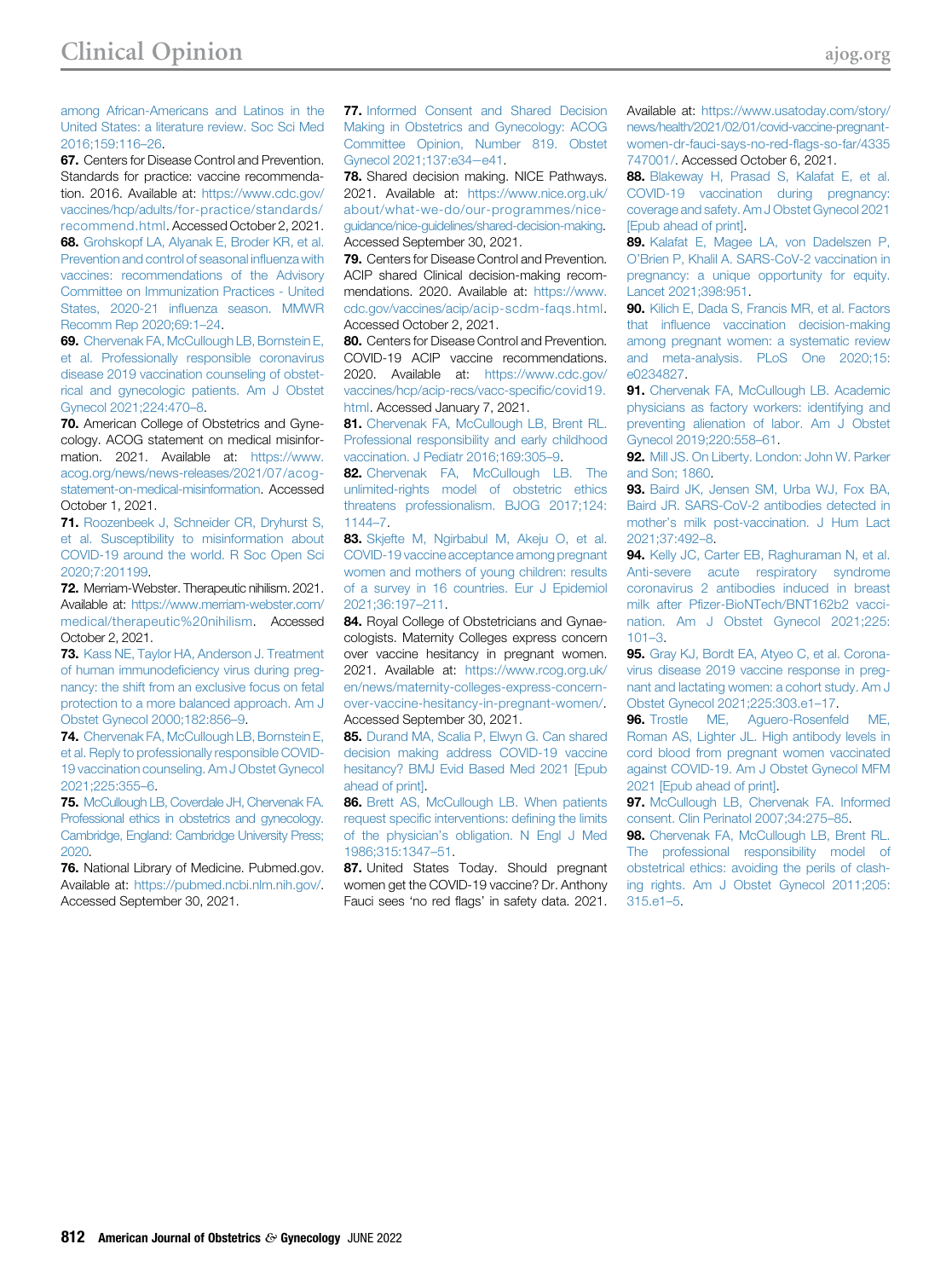among African-Americans and Latinos in the United States: a literature review. Soc Sci Med 2016;159:116–26.

**67.** Centers for Disease Control and Prevention. Standards for practice: vaccine recommendation. 2016. Available at: https://www.cdc.gov/vaccines/hcp/adults/for-practice/standards/recommend.html. Accessed October 2, 2021.

**68.** Grohskopf LA, Alyanak E, Broder KR, et al. Prevention and control of seasonal influenza with vaccines: recommendations of the Advisory Committee on Immunization Practices - United States, 2020-21 influenza season. MMWR Recomm Rep 2020;69:1–24.

**69.** Chervenak FA, McCullough LB, Bornstein E, et al. Professionally responsible coronavirus disease 2019 vaccination counseling of obstetrical and gynecologic patients. Am J Obstet Gynecol 2021;224:470–8.

**70.** American College of Obstetrics and Gynecology. ACOG statement on medical misinformation. 2021. Available at: https://www.acog.org/news/news-releases/2021/07/acog-statement-on-medical-misinformation. Accessed October 1, 2021.

**71.** Roozenbeek J, Schneider CR, Dryhurst S, et al. Susceptibility to misinformation about COVID-19 around the world. R Soc Open Sci 2020;7:201199.

**72.** Merriam-Webster. Therapeutic nihilism. 2021. Available at: https://www.merriam-webster.com/medical/therapeutic%20nihilism. Accessed October 2, 2021.

**73.** Kass NE, Taylor HA, Anderson J. Treatment of human immunodeficiency virus during pregnancy: the shift from an exclusive focus on fetal protection to a more balanced approach. Am J Obstet Gynecol 2000;182:856–9.

**74.** Chervenak FA, McCullough LB, Bornstein E, et al. Reply to professionally responsible COVID-19 vaccination counseling. Am J Obstet Gynecol 2021;225:355–6.

**75.** McCullough LB, Coverdale JH, Chervenak FA. Professional ethics in obstetrics and gynecology. Cambridge, England: Cambridge University Press; 2020.

**76.** National Library of Medicine. Pubmed.gov. Available at: https://pubmed.ncbi.nlm.nih.gov/. Accessed September 30, 2021.

**77.** Informed Consent and Shared Decision Making in Obstetrics and Gynecology: ACOG Committee Opinion, Number 819. Obstet Gynecol 2021;137:e34–e41.

**78.** Shared decision making. NICE Pathways. 2021. Available at: https://www.nice.org.uk/about/what-we-do/our-programmes/nice-guidance/nice-guidelines/shared-decision-making. Accessed September 30, 2021.

**79.** Centers for Disease Control and Prevention. ACIP shared Clinical decision-making recommendations. 2020. Available at: https://www.cdc.gov/vaccines/acip/acip-scdm-faqs.html. Accessed October 2, 2021.

**80.** Centers for Disease Control and Prevention. COVID-19 ACIP vaccine recommendations. 2020. Available at: https://www.cdc.gov/vaccines/hcp/acip-recs/vacc-specific/covid19.html. Accessed January 7, 2021.

**81.** Chervenak FA, McCullough LB, Brent RL. Professional responsibility and early childhood vaccination. J Pediatr 2016;169:305–9.

**82.** Chervenak FA, McCullough LB. The unlimited-rights model of obstetric ethics threatens professionalism. BJOG 2017;124:1144–7.

**83.** Skjefte M, Ngirbabul M, Akeju O, et al. COVID-19 vaccine acceptance among pregnant women and mothers of young children: results of a survey in 16 countries. Eur J Epidemiol 2021;36:197–211.

**84.** Royal College of Obstetricians and Gynaecologists. Maternity Colleges express concern over vaccine hesitancy in pregnant women. 2021. Available at: https://www.rcog.org.uk/en/news/maternity-colleges-express-concern-over-vaccine-hesitancy-in-pregnant-women/. Accessed September 30, 2021.

**85.** Durand MA, Scalia P, Elwyn G. Can shared decision making address COVID-19 vaccine hesitancy? BMJ Evid Based Med 2021 [Epub ahead of print].

**86.** Brett AS, McCullough LB. When patients request specific interventions: defining the limits of the physician's obligation. N Engl J Med 1986;315:1347–51.

**87.** United States Today. Should pregnant women get the COVID-19 vaccine? Dr. Anthony Fauci sees 'no red flags' in safety data. 2021. Available at: https://www.usatoday.com/story/news/health/2021/02/01/covid-vaccine-pregnant-women-dr-fauci-says-no-red-flags-so-far/4335747001/. Accessed October 6, 2021.

**88.** Blakeway H, Prasad S, Kalafat E, et al. COVID-19 vaccination during pregnancy: coverage and safety. Am J Obstet Gynecol 2021 [Epub ahead of print].

**89.** Kalafat E, Magee LA, von Dadelszen P, O'Brien P, Khalil A. SARS-CoV-2 vaccination in pregnancy: a unique opportunity for equity. Lancet 2021;398:951.

**90.** Kilich E, Dada S, Francis MR, et al. Factors that influence vaccination decision-making among pregnant women: a systematic review and meta-analysis. PLoS One 2020;15:e0234827.

**91.** Chervenak FA, McCullough LB. Academic physicians as factory workers: identifying and preventing alienation of labor. Am J Obstet Gynecol 2019;220:558–61.

**92.** Mill JS. On Liberty. London: John W. Parker and Son; 1860.

**93.** Baird JK, Jensen SM, Urba WJ, Fox BA, Baird JR. SARS-CoV-2 antibodies detected in mother's milk post-vaccination. J Hum Lact 2021;37:492–8.

**94.** Kelly JC, Carter EB, Raghuraman N, et al. Anti-severe acute respiratory syndrome coronavirus 2 antibodies induced in breast milk after Pfizer-BioNTech/BNT162b2 vaccination. Am J Obstet Gynecol 2021;225:101–3.

**95.** Gray KJ, Bordt EA, Atyeo C, et al. Coronavirus disease 2019 vaccine response in pregnant and lactating women: a cohort study. Am J Obstet Gynecol 2021;225:303.e1–17.

**96.** Trostle ME, Aguero-Rosenfeld ME, Roman AS, Lighter JL. High antibody levels in cord blood from pregnant women vaccinated against COVID-19. Am J Obstet Gynecol MFM 2021 [Epub ahead of print].

**97.** McCullough LB, Chervenak FA. Informed consent. Clin Perinatol 2007;34:275–85.

**98.** Chervenak FA, McCullough LB, Brent RL. The professional responsibility model of obstetrical ethics: avoiding the perils of clashing rights. Am J Obstet Gynecol 2011;205:315.e1–5.